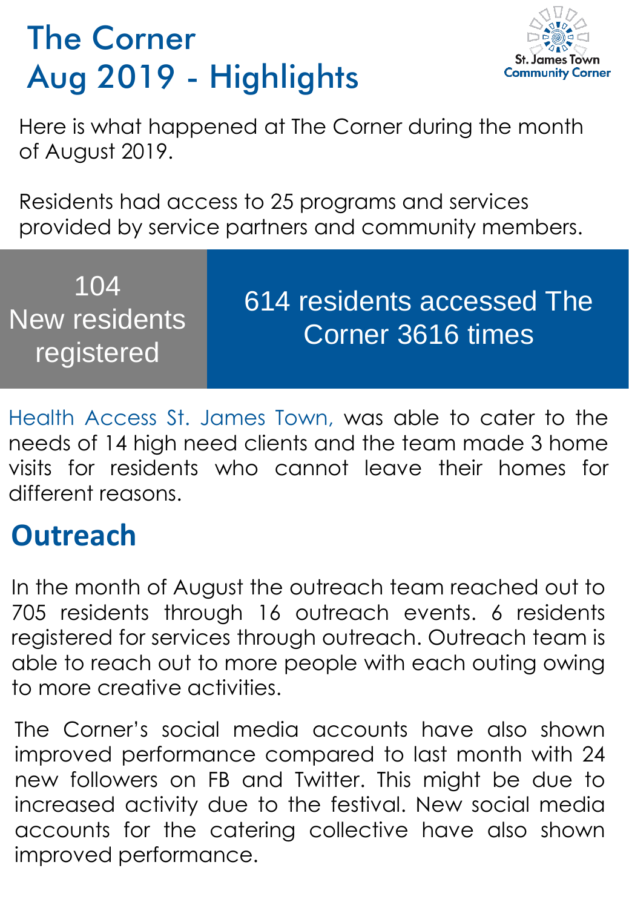# The Corner
# Aug 2019 - Highlights

St. James Town
Community Corner

Here is what happened at The Corner during the month of August 2019.

Residents had access to 25 programs and services provided by service partners and community members.

| 104 New residents registered | 614 residents accessed The Corner 3616 times |
|---|---|

Health Access St. James Town, was able to cater to the needs of 14 high need clients and the team made 3 home visits for residents who cannot leave their homes for different reasons.

## Outreach

In the month of August the outreach team reached out to 705 residents through 16 outreach events. 6 residents registered for services through outreach. Outreach team is able to reach out to more people with each outing owing to more creative activities.

The Corner's social media accounts have also shown improved performance compared to last month with 24 new followers on FB and Twitter. This might be due to increased activity due to the festival. New social media accounts for the catering collective have also shown improved performance.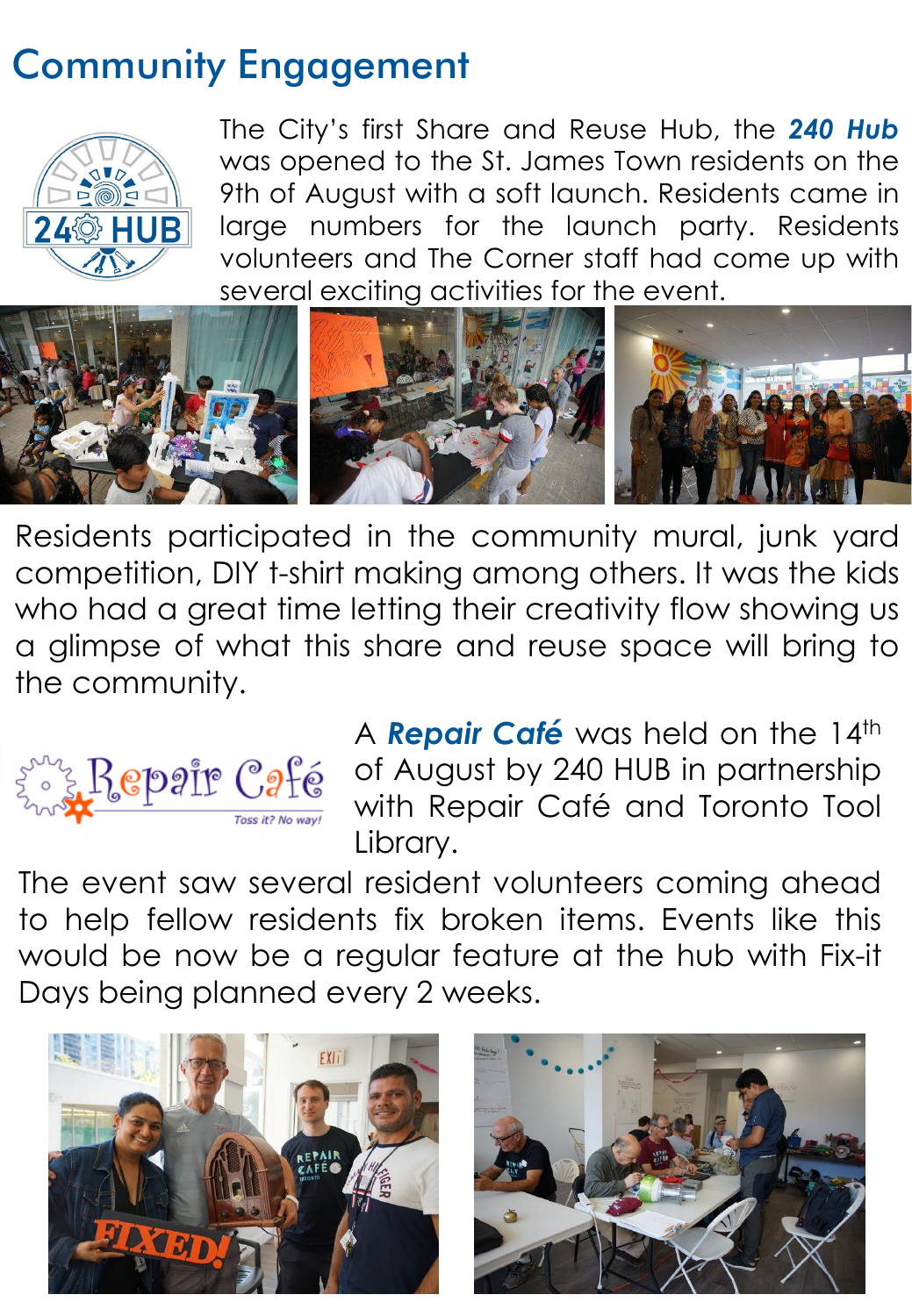# Community Engagement

The City's first Share and Reuse Hub, the ***240 Hub*** was opened to the St. James Town residents on the 9th of August with a soft launch. Residents came in large numbers for the launch party. Residents volunteers and The Corner staff had come up with several exciting activities for the event.

Residents participated in the community mural, junk yard competition, DIY t-shirt making among others. It was the kids who had a great time letting their creativity flow showing us a glimpse of what this share and reuse space will bring to the community.

A ***Repair Café*** was held on the 14th of August by 240 HUB in partnership with Repair Café and Toronto Tool Library.

The event saw several resident volunteers coming ahead to help fellow residents fix broken items. Events like this would be now be a regular feature at the hub with Fix-it Days being planned every 2 weeks.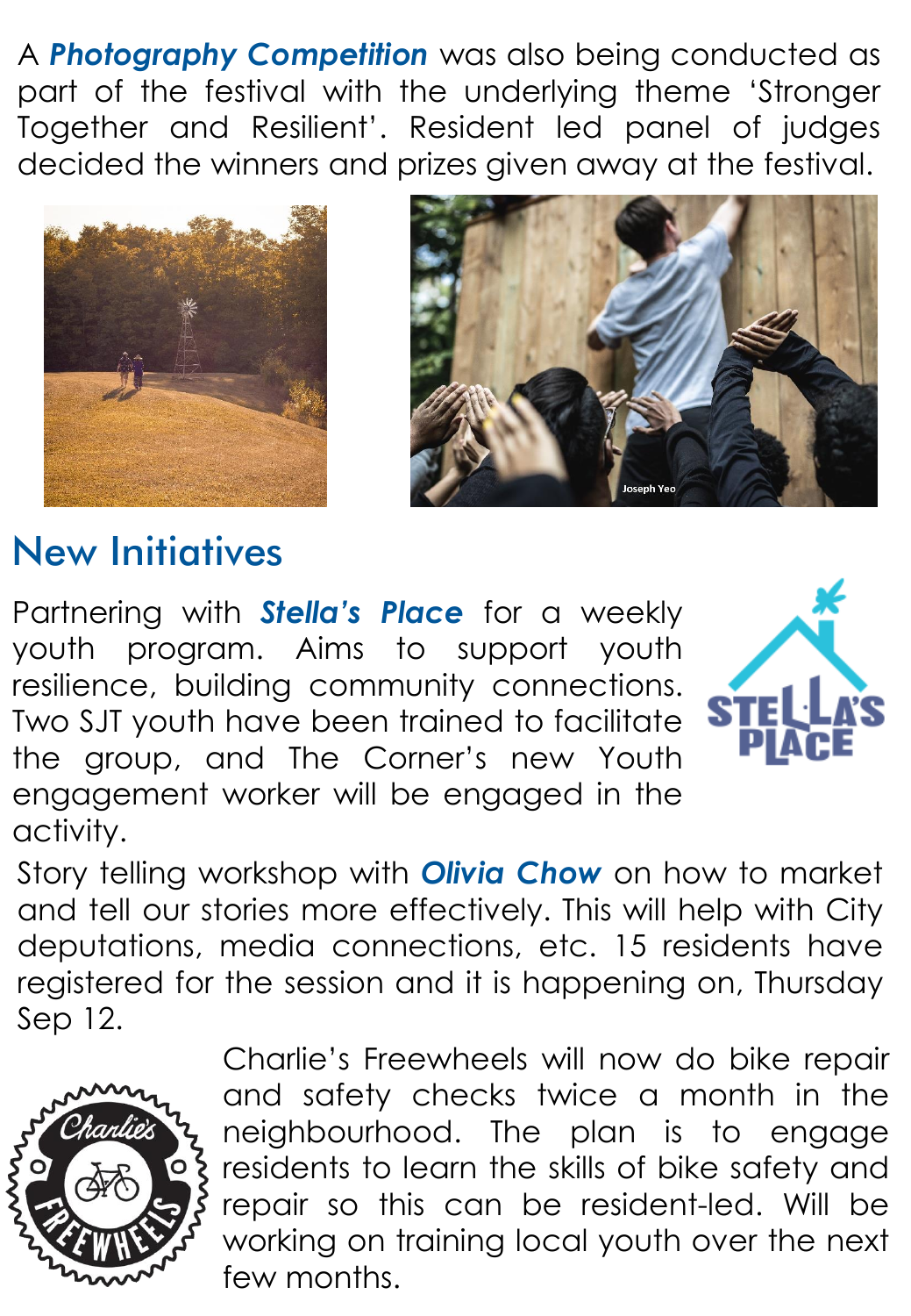A ***Photography Competition*** was also being conducted as part of the festival with the underlying theme 'Stronger Together and Resilient'. Resident led panel of judges decided the winners and prizes given away at the festival.

Joseph Yeo

## New Initiatives

Partnering with ***Stella's Place*** for a weekly youth program. Aims to support youth resilience, building community connections. Two SJT youth have been trained to facilitate the group, and The Corner's new Youth engagement worker will be engaged in the activity.

Story telling workshop with ***Olivia Chow*** on how to market and tell our stories more effectively. This will help with City deputations, media connections, etc. 15 residents have registered for the session and it is happening on, Thursday Sep 12.

Charlie's Freewheels will now do bike repair and safety checks twice a month in the neighbourhood. The plan is to engage residents to learn the skills of bike safety and repair so this can be resident-led. Will be working on training local youth over the next few months.